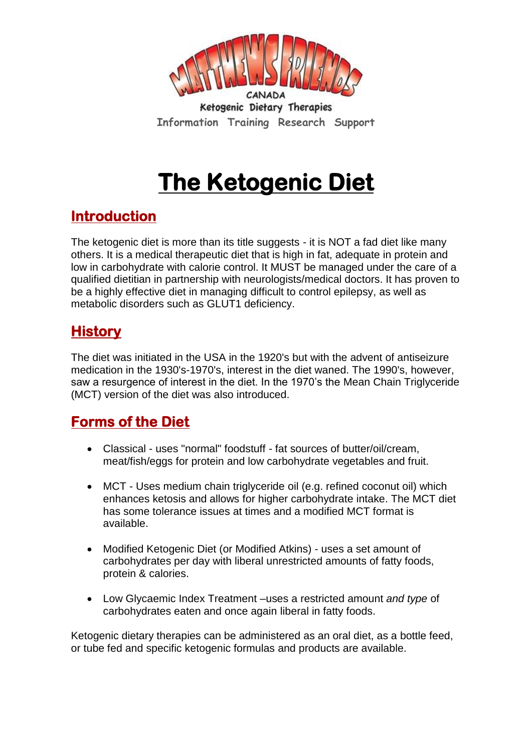MATTHEWS FRIENDS

CANADA

Ketogenic Dietary Therapies

Information Training Research Support

# The Ketogenic Diet

## Introduction

The ketogenic diet is more than its title suggests - it is NOT a fad diet like many others. It is a medical therapeutic diet that is high in fat, adequate in protein and low in carbohydrate with calorie control. It MUST be managed under the care of a qualified dietitian in partnership with neurologists/medical doctors. It has proven to be a highly effective diet in managing difficult to control epilepsy, as well as metabolic disorders such as GLUT1 deficiency.

## History

The diet was initiated in the USA in the 1920's but with the advent of antiseizure medication in the 1930's-1970's, interest in the diet waned. The 1990's, however, saw a resurgence of interest in the diet. In the 1970's the Mean Chain Triglyceride (MCT) version of the diet was also introduced.

## Forms of the Diet

- Classical - uses "normal" foodstuff - fat sources of butter/oil/cream, meat/fish/eggs for protein and low carbohydrate vegetables and fruit.

- MCT - Uses medium chain triglyceride oil (e.g. refined coconut oil) which enhances ketosis and allows for higher carbohydrate intake. The MCT diet has some tolerance issues at times and a modified MCT format is available.

- Modified Ketogenic Diet (or Modified Atkins) - uses a set amount of carbohydrates per day with liberal unrestricted amounts of fatty foods, protein & calories.

- Low Glycaemic Index Treatment –uses a restricted amount *and type* of carbohydrates eaten and once again liberal in fatty foods.

Ketogenic dietary therapies can be administered as an oral diet, as a bottle feed, or tube fed and specific ketogenic formulas and products are available.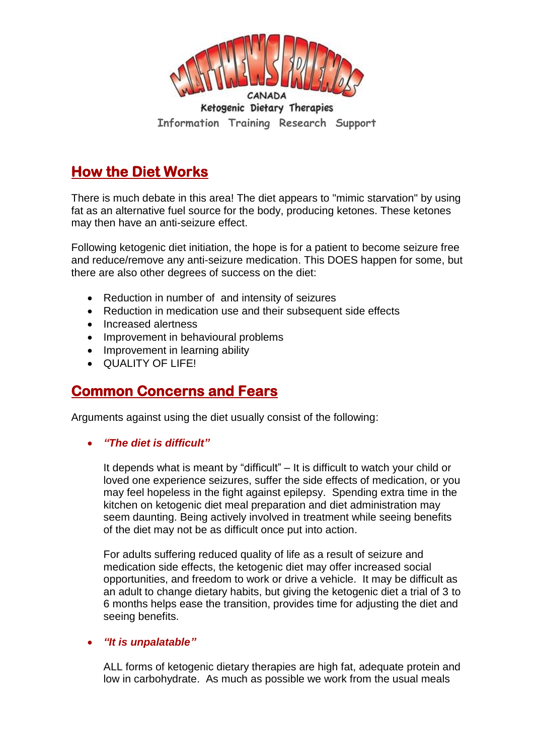## How the Diet Works

There is much debate in this area! The diet appears to "mimic starvation" by using fat as an alternative fuel source for the body, producing ketones. These ketones may then have an anti-seizure effect.

Following ketogenic diet initiation, the hope is for a patient to become seizure free and reduce/remove any anti-seizure medication. This DOES happen for some, but there are also other degrees of success on the diet:

- Reduction in number of and intensity of seizures
- Reduction in medication use and their subsequent side effects
- Increased alertness
- Improvement in behavioural problems
- Improvement in learning ability
- QUALITY OF LIFE!

## Common Concerns and Fears

Arguments against using the diet usually consist of the following:

- ***"The diet is difficult"***

  It depends what is meant by "difficult" – It is difficult to watch your child or loved one experience seizures, suffer the side effects of medication, or you may feel hopeless in the fight against epilepsy. Spending extra time in the kitchen on ketogenic diet meal preparation and diet administration may seem daunting. Being actively involved in treatment while seeing benefits of the diet may not be as difficult once put into action.

  For adults suffering reduced quality of life as a result of seizure and medication side effects, the ketogenic diet may offer increased social opportunities, and freedom to work or drive a vehicle. It may be difficult as an adult to change dietary habits, but giving the ketogenic diet a trial of 3 to 6 months helps ease the transition, provides time for adjusting the diet and seeing benefits.

- ***"It is unpalatable"***

  ALL forms of ketogenic dietary therapies are high fat, adequate protein and low in carbohydrate. As much as possible we work from the usual meals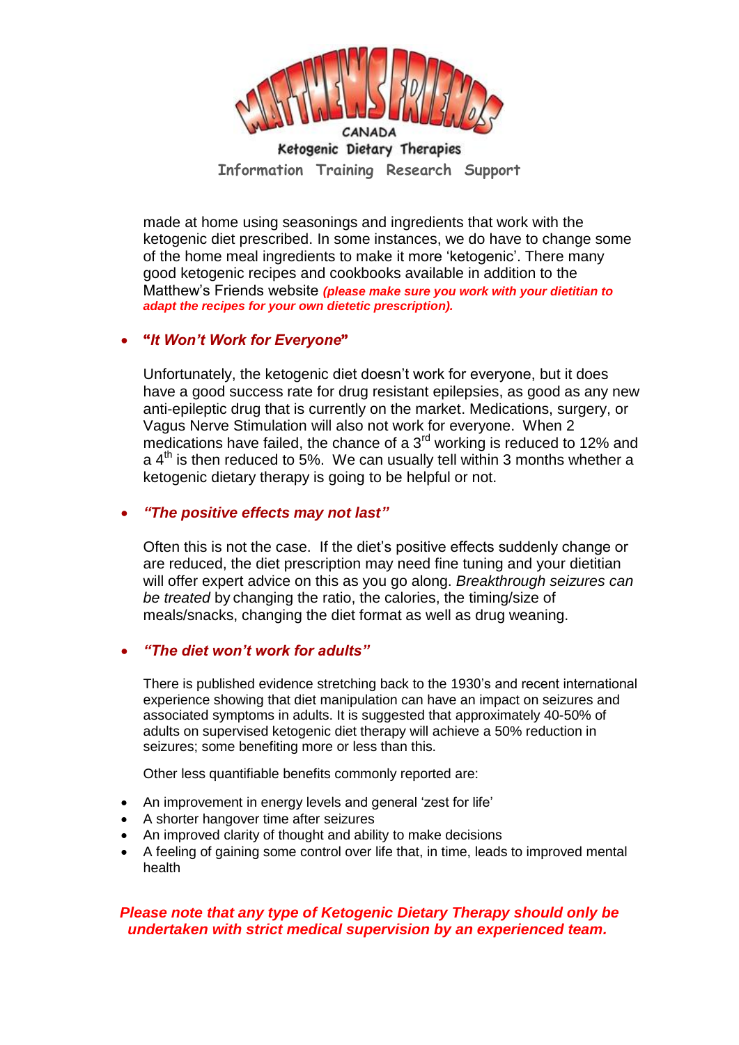made at home using seasonings and ingredients that work with the ketogenic diet prescribed. In some instances, we do have to change some of the home meal ingredients to make it more 'ketogenic'. There many good ketogenic recipes and cookbooks available in addition to the Matthew's Friends website ***(please make sure you work with your dietitian to adapt the recipes for your own dietetic prescription).***

- **"*It Won't Work for Everyone*"**

  Unfortunately, the ketogenic diet doesn't work for everyone, but it does have a good success rate for drug resistant epilepsies, as good as any new anti-epileptic drug that is currently on the market. Medications, surgery, or Vagus Nerve Stimulation will also not work for everyone. When 2 medications have failed, the chance of a 3rd working is reduced to 12% and a 4th is then reduced to 5%. We can usually tell within 3 months whether a ketogenic dietary therapy is going to be helpful or not.

- ***"The positive effects may not last"***

  Often this is not the case. If the diet's positive effects suddenly change or are reduced, the diet prescription may need fine tuning and your dietitian will offer expert advice on this as you go along. *Breakthrough seizures can be treated* by changing the ratio, the calories, the timing/size of meals/snacks, changing the diet format as well as drug weaning.

- ***"The diet won't work for adults"***

  There is published evidence stretching back to the 1930's and recent international experience showing that diet manipulation can have an impact on seizures and associated symptoms in adults. It is suggested that approximately 40-50% of adults on supervised ketogenic diet therapy will achieve a 50% reduction in seizures; some benefiting more or less than this.

  Other less quantifiable benefits commonly reported are:

- An improvement in energy levels and general 'zest for life'
- A shorter hangover time after seizures
- An improved clarity of thought and ability to make decisions
- A feeling of gaining some control over life that, in time, leads to improved mental health

***Please note that any type of Ketogenic Dietary Therapy should only be undertaken with strict medical supervision by an experienced team.***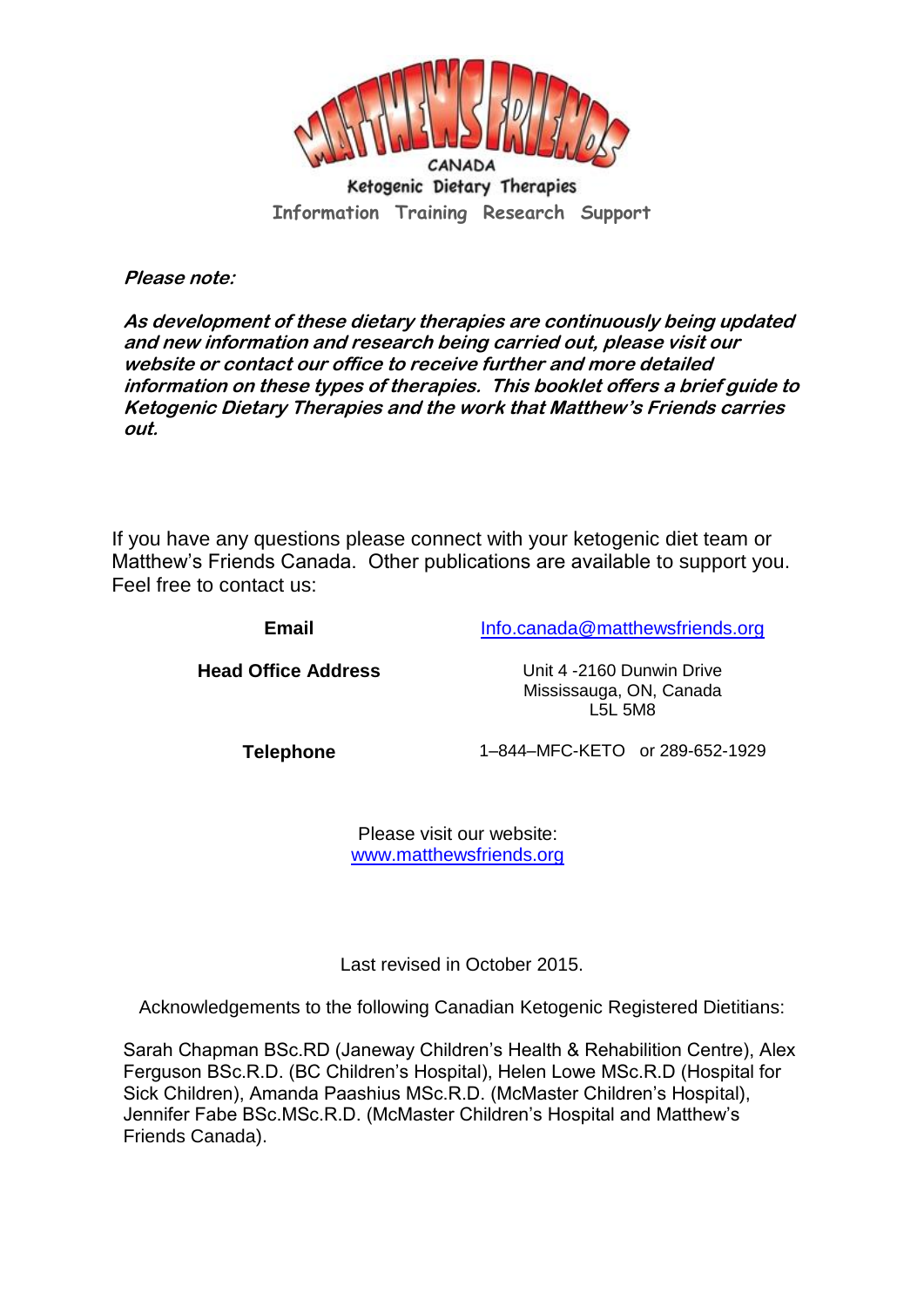MATTHEWS FRIENDS

CANADA

Ketogenic Dietary Therapies

Information Training Research Support

***Please note:***

***As development of these dietary therapies are continuously being updated and new information and research being carried out, please visit our website or contact our office to receive further and more detailed information on these types of therapies. This booklet offers a brief guide to Ketogenic Dietary Therapies and the work that Matthew's Friends carries out.***

If you have any questions please connect with your ketogenic diet team or Matthew's Friends Canada. Other publications are available to support you. Feel free to contact us:

| | |
|---|---|
| **Email** | Info.canada@matthewsfriends.org |
| **Head Office Address** | Unit 4 -2160 Dunwin Drive<br>Mississauga, ON, Canada<br>L5L 5M8 |
| **Telephone** | 1–844–MFC-KETO or 289-652-1929 |

Please visit our website:
www.matthewsfriends.org

Last revised in October 2015.

Acknowledgements to the following Canadian Ketogenic Registered Dietitians:

Sarah Chapman BSc.RD (Janeway Children's Health & Rehabilition Centre), Alex Ferguson BSc.R.D. (BC Children's Hospital), Helen Lowe MSc.R.D (Hospital for Sick Children), Amanda Paashius MSc.R.D. (McMaster Children's Hospital), Jennifer Fabe BSc.MSc.R.D. (McMaster Children's Hospital and Matthew's Friends Canada).